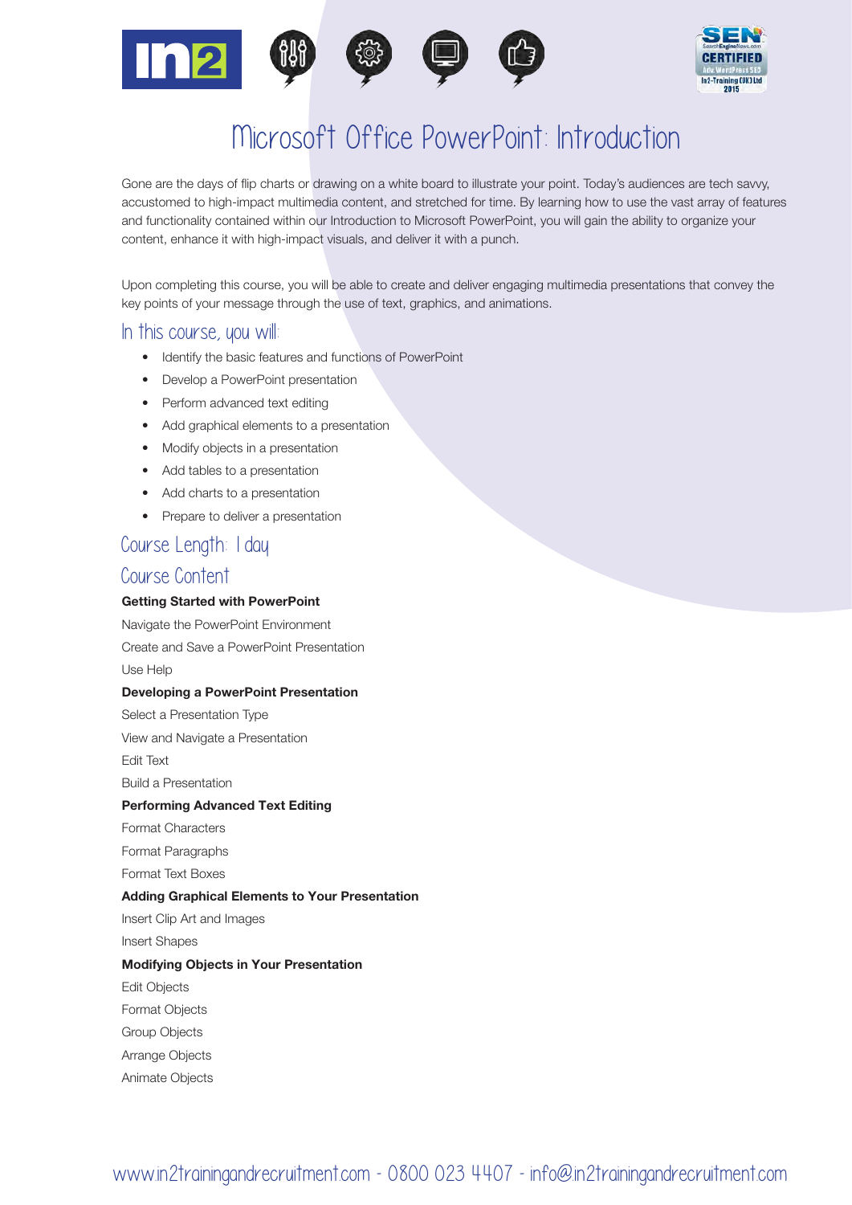# Microsoft Office PowerPoint: Introduction

Gone are the days of flip charts or drawing on a white board to illustrate your point. Today's audiences are tech savvy, accustomed to high-impact multimedia content, and stretched for time. By learning how to use the vast array of features and functionality contained within our Introduction to Microsoft PowerPoint, you will gain the ability to organize your content, enhance it with high-impact visuals, and deliver it with a punch.

Upon completing this course, you will be able to create and deliver engaging multimedia presentations that convey the key points of your message through the use of text, graphics, and animations.

## In this course, you will:

- Identify the basic features and functions of PowerPoint
- Develop a PowerPoint presentation
- Perform advanced text editing
- Add graphical elements to a presentation
- Modify objects in a presentation
- Add tables to a presentation
- Add charts to a presentation
- Prepare to deliver a presentation

## Course Length: 1 day

## Course Content

**Getting Started with PowerPoint**

Navigate the PowerPoint Environment

Create and Save a PowerPoint Presentation

Use Help

**Developing a PowerPoint Presentation**

Select a Presentation Type

View and Navigate a Presentation

Edit Text

Build a Presentation

**Performing Advanced Text Editing**

Format Characters

Format Paragraphs

Format Text Boxes

**Adding Graphical Elements to Your Presentation**

Insert Clip Art and Images

Insert Shapes

**Modifying Objects in Your Presentation**

Edit Objects

Format Objects

Group Objects

Arrange Objects

Animate Objects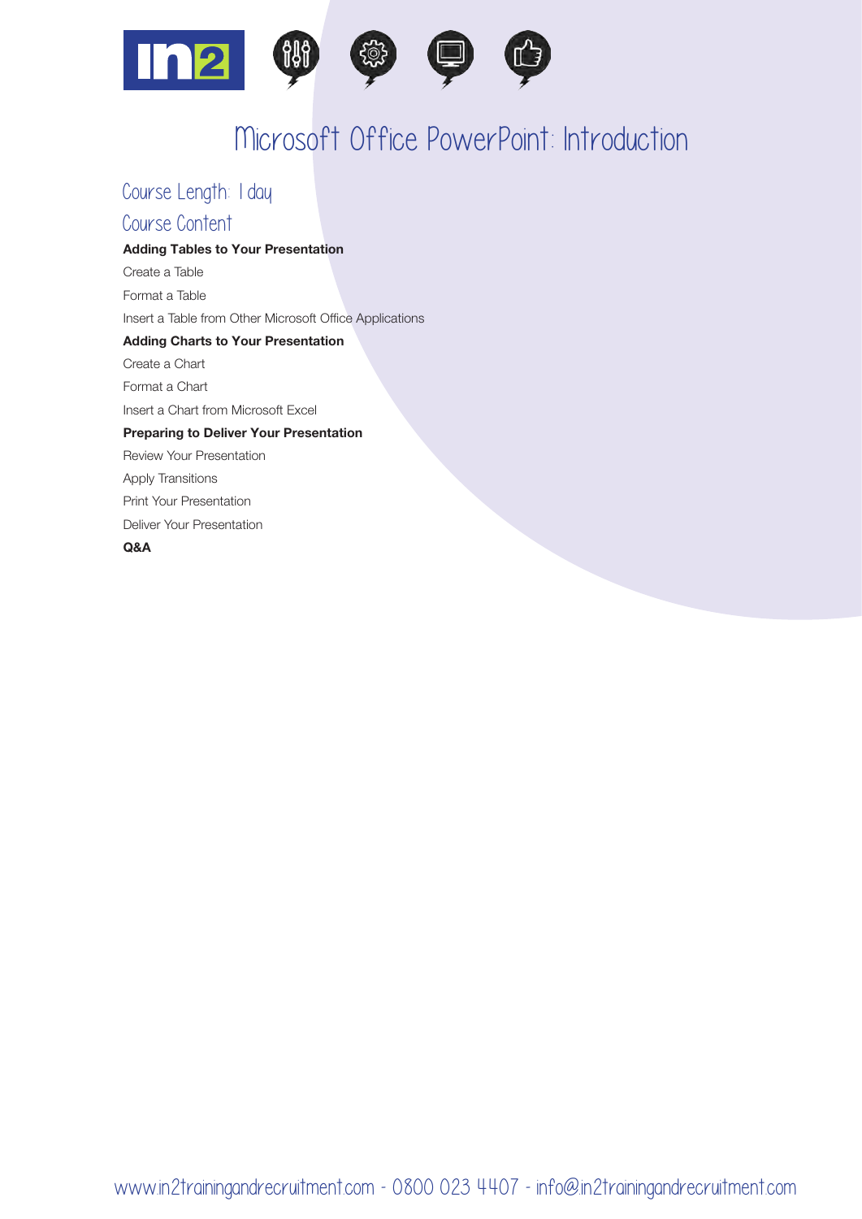# Microsoft Office PowerPoint: Introduction

## Course Length: 1 day

## Course Content

**Adding Tables to Your Presentation**

Create a Table

Format a Table

Insert a Table from Other Microsoft Office Applications

**Adding Charts to Your Presentation**

Create a Chart

Format a Chart

Insert a Chart from Microsoft Excel

**Preparing to Deliver Your Presentation**

Review Your Presentation

Apply Transitions

Print Your Presentation

Deliver Your Presentation

**Q&A**

www.in2trainingandrecruitment.com - 0800 023 4407 - info@in2trainingandrecruitment.com